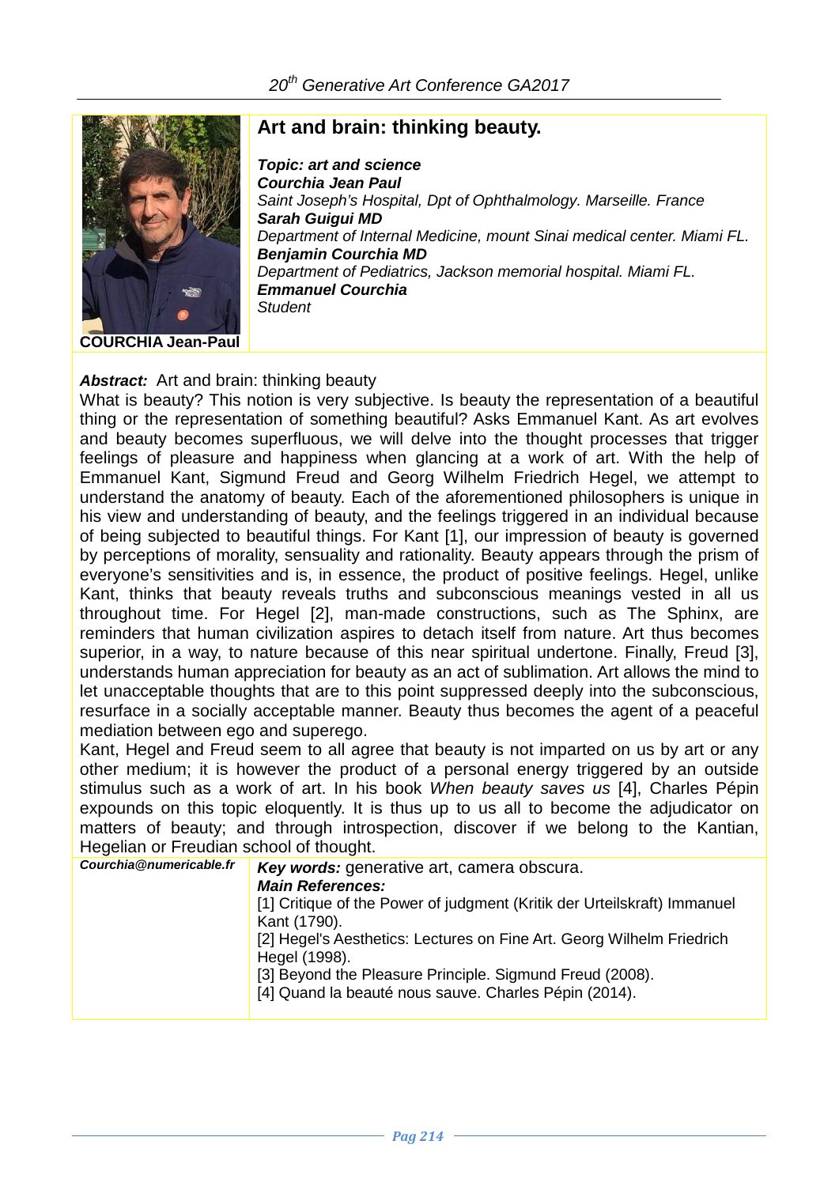# Art and brain: thinking beauty.

COURCHIA Jean-Paul

***Topic: art and science***
***Courchia Jean Paul***
*Saint Joseph's Hospital, Dpt of Ophthalmology. Marseille. France*
***Sarah Guigui MD***
*Department of Internal Medicine, mount Sinai medical center. Miami FL.*
***Benjamin Courchia MD***
*Department of Pediatrics, Jackson memorial hospital. Miami FL.*
***Emmanuel Courchia***
*Student*

***Abstract:*** Art and brain: thinking beauty

What is beauty? This notion is very subjective. Is beauty the representation of a beautiful thing or the representation of something beautiful? Asks Emmanuel Kant. As art evolves and beauty becomes superfluous, we will delve into the thought processes that trigger feelings of pleasure and happiness when glancing at a work of art. With the help of Emmanuel Kant, Sigmund Freud and Georg Wilhelm Friedrich Hegel, we attempt to understand the anatomy of beauty. Each of the aforementioned philosophers is unique in his view and understanding of beauty, and the feelings triggered in an individual because of being subjected to beautiful things. For Kant [1], our impression of beauty is governed by perceptions of morality, sensuality and rationality. Beauty appears through the prism of everyone's sensitivities and is, in essence, the product of positive feelings. Hegel, unlike Kant, thinks that beauty reveals truths and subconscious meanings vested in all us throughout time. For Hegel [2], man-made constructions, such as The Sphinx, are reminders that human civilization aspires to detach itself from nature. Art thus becomes superior, in a way, to nature because of this near spiritual undertone. Finally, Freud [3], understands human appreciation for beauty as an act of sublimation. Art allows the mind to let unacceptable thoughts that are to this point suppressed deeply into the subconscious, resurface in a socially acceptable manner. Beauty thus becomes the agent of a peaceful mediation between ego and superego.

Kant, Hegel and Freud seem to all agree that beauty is not imparted on us by art or any other medium; it is however the product of a personal energy triggered by an outside stimulus such as a work of art. In his book *When beauty saves us* [4], Charles Pépin expounds on this topic eloquently. It is thus up to us all to become the adjudicator on matters of beauty; and through introspection, discover if we belong to the Kantian, Hegelian or Freudian school of thought.

***Courchia@numericable.fr***

***Key words:*** generative art, camera obscura.

***Main References:***

[1] Critique of the Power of judgment (Kritik der Urteilskraft) Immanuel Kant (1790).
[2] Hegel's Aesthetics: Lectures on Fine Art. Georg Wilhelm Friedrich Hegel (1998).
[3] Beyond the Pleasure Principle. Sigmund Freud (2008).
[4] Quand la beauté nous sauve. Charles Pépin (2014).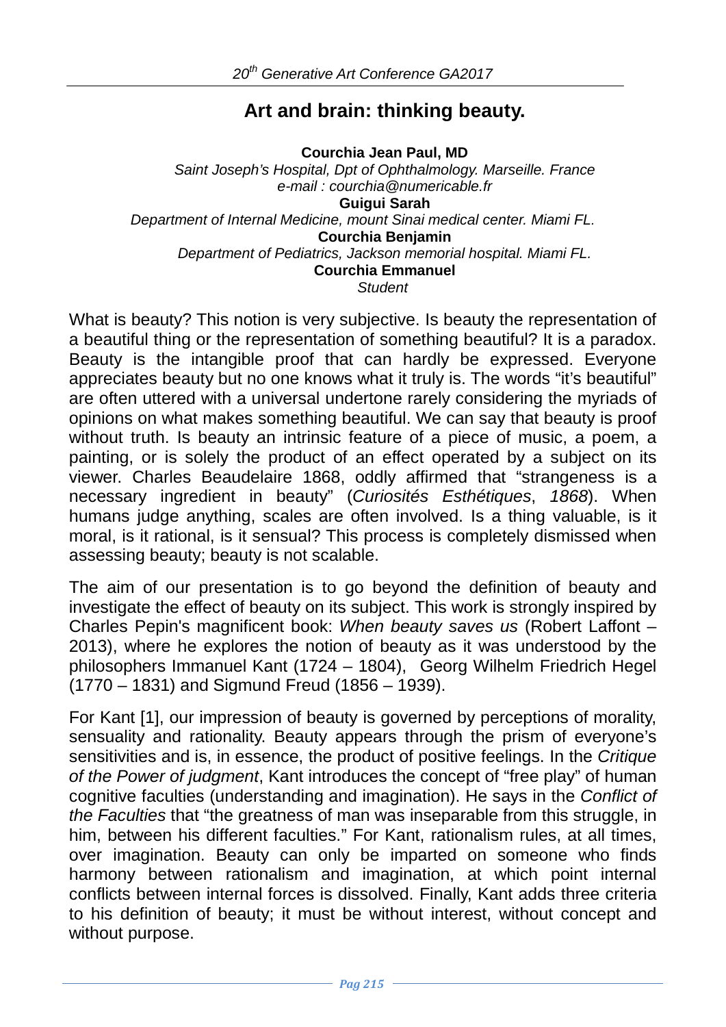# Art and brain: thinking beauty.

**Courchia Jean Paul, MD**
*Saint Joseph's Hospital, Dpt of Ophthalmology. Marseille. France*
*e-mail : courchia@numericable.fr*
**Guigui Sarah**
*Department of Internal Medicine, mount Sinai medical center. Miami FL.*
**Courchia Benjamin**
*Department of Pediatrics, Jackson memorial hospital. Miami FL.*
**Courchia Emmanuel**
*Student*

What is beauty? This notion is very subjective. Is beauty the representation of a beautiful thing or the representation of something beautiful? It is a paradox. Beauty is the intangible proof that can hardly be expressed. Everyone appreciates beauty but no one knows what it truly is. The words "it's beautiful" are often uttered with a universal undertone rarely considering the myriads of opinions on what makes something beautiful. We can say that beauty is proof without truth. Is beauty an intrinsic feature of a piece of music, a poem, a painting, or is solely the product of an effect operated by a subject on its viewer. Charles Beaudelaire 1868, oddly affirmed that "strangeness is a necessary ingredient in beauty" (*Curiosités Esthétiques*, *1868*). When humans judge anything, scales are often involved. Is a thing valuable, is it moral, is it rational, is it sensual? This process is completely dismissed when assessing beauty; beauty is not scalable.

The aim of our presentation is to go beyond the definition of beauty and investigate the effect of beauty on its subject. This work is strongly inspired by Charles Pepin's magnificent book: *When beauty saves us* (Robert Laffont – 2013), where he explores the notion of beauty as it was understood by the philosophers Immanuel Kant (1724 – 1804), Georg Wilhelm Friedrich Hegel (1770 – 1831) and Sigmund Freud (1856 – 1939).

For Kant [1], our impression of beauty is governed by perceptions of morality, sensuality and rationality. Beauty appears through the prism of everyone's sensitivities and is, in essence, the product of positive feelings. In the *Critique of the Power of judgment*, Kant introduces the concept of "free play" of human cognitive faculties (understanding and imagination). He says in the *Conflict of the Faculties* that "the greatness of man was inseparable from this struggle, in him, between his different faculties." For Kant, rationalism rules, at all times, over imagination. Beauty can only be imparted on someone who finds harmony between rationalism and imagination, at which point internal conflicts between internal forces is dissolved. Finally, Kant adds three criteria to his definition of beauty; it must be without interest, without concept and without purpose.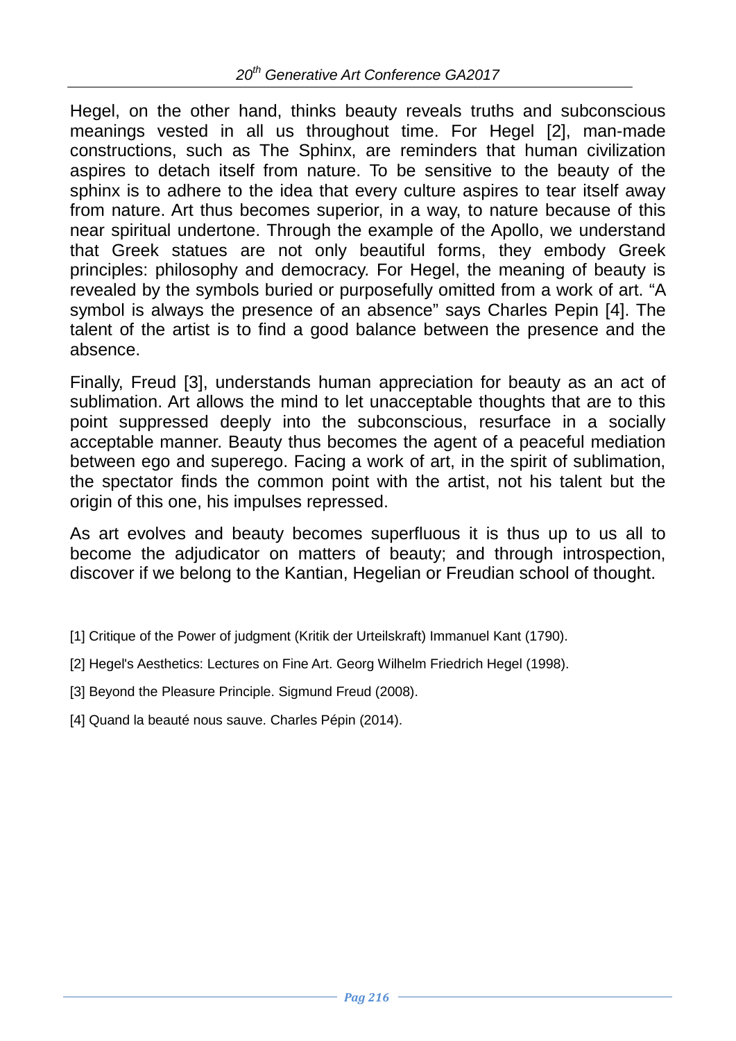Hegel, on the other hand, thinks beauty reveals truths and subconscious meanings vested in all us throughout time. For Hegel [2], man-made constructions, such as The Sphinx, are reminders that human civilization aspires to detach itself from nature. To be sensitive to the beauty of the sphinx is to adhere to the idea that every culture aspires to tear itself away from nature. Art thus becomes superior, in a way, to nature because of this near spiritual undertone. Through the example of the Apollo, we understand that Greek statues are not only beautiful forms, they embody Greek principles: philosophy and democracy. For Hegel, the meaning of beauty is revealed by the symbols buried or purposefully omitted from a work of art. "A symbol is always the presence of an absence" says Charles Pepin [4]. The talent of the artist is to find a good balance between the presence and the absence.

Finally, Freud [3], understands human appreciation for beauty as an act of sublimation. Art allows the mind to let unacceptable thoughts that are to this point suppressed deeply into the subconscious, resurface in a socially acceptable manner. Beauty thus becomes the agent of a peaceful mediation between ego and superego. Facing a work of art, in the spirit of sublimation, the spectator finds the common point with the artist, not his talent but the origin of this one, his impulses repressed.

As art evolves and beauty becomes superfluous it is thus up to us all to become the adjudicator on matters of beauty; and through introspection, discover if we belong to the Kantian, Hegelian or Freudian school of thought.

[1] Critique of the Power of judgment (Kritik der Urteilskraft) Immanuel Kant (1790).

[2] Hegel's Aesthetics: Lectures on Fine Art. Georg Wilhelm Friedrich Hegel (1998).

[3] Beyond the Pleasure Principle. Sigmund Freud (2008).

[4] Quand la beauté nous sauve. Charles Pépin (2014).